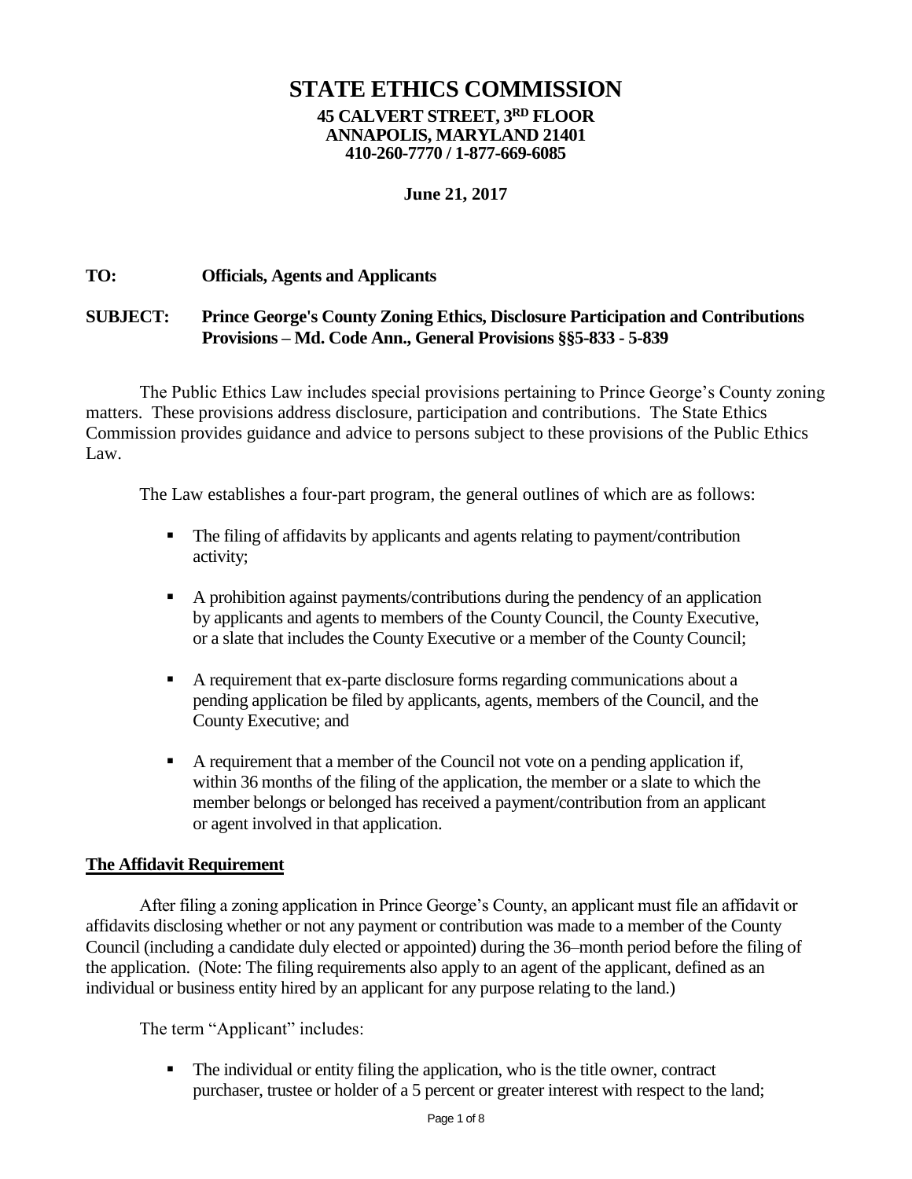# STATE ETHICS COMMISSION

**45 CALVERT STREET, 3RD FLOOR**
**ANNAPOLIS, MARYLAND 21401**
**410-260-7770 / 1-877-669-6085**

**June 21, 2017**

**TO:** **Officials, Agents and Applicants**

**SUBJECT:** **Prince George's County Zoning Ethics, Disclosure Participation and Contributions Provisions – Md. Code Ann., General Provisions §§5-833 - 5-839**

The Public Ethics Law includes special provisions pertaining to Prince George's County zoning matters. These provisions address disclosure, participation and contributions. The State Ethics Commission provides guidance and advice to persons subject to these provisions of the Public Ethics Law.

The Law establishes a four-part program, the general outlines of which are as follows:

- The filing of affidavits by applicants and agents relating to payment/contribution activity;
- A prohibition against payments/contributions during the pendency of an application by applicants and agents to members of the County Council, the County Executive, or a slate that includes the County Executive or a member of the County Council;
- A requirement that ex-parte disclosure forms regarding communications about a pending application be filed by applicants, agents, members of the Council, and the County Executive; and
- A requirement that a member of the Council not vote on a pending application if, within 36 months of the filing of the application, the member or a slate to which the member belongs or belonged has received a payment/contribution from an applicant or agent involved in that application.

## The Affidavit Requirement

After filing a zoning application in Prince George's County, an applicant must file an affidavit or affidavits disclosing whether or not any payment or contribution was made to a member of the County Council (including a candidate duly elected or appointed) during the 36–month period before the filing of the application. (Note: The filing requirements also apply to an agent of the applicant, defined as an individual or business entity hired by an applicant for any purpose relating to the land.)

The term "Applicant" includes:

- The individual or entity filing the application, who is the title owner, contract purchaser, trustee or holder of a 5 percent or greater interest with respect to the land;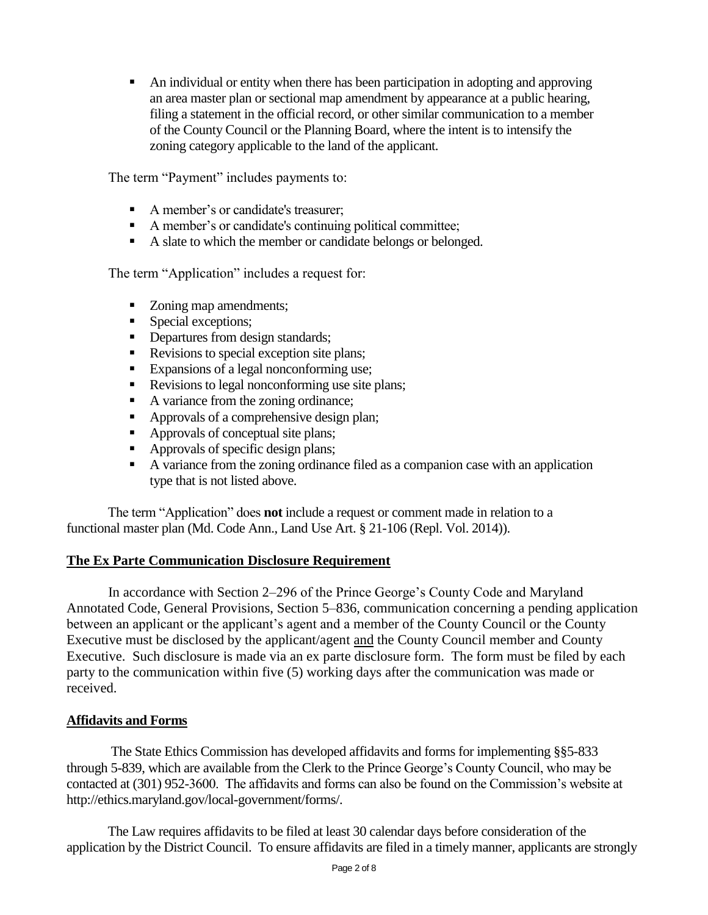- An individual or entity when there has been participation in adopting and approving an area master plan or sectional map amendment by appearance at a public hearing, filing a statement in the official record, or other similar communication to a member of the County Council or the Planning Board, where the intent is to intensify the zoning category applicable to the land of the applicant.

The term "Payment" includes payments to:

- A member's or candidate's treasurer;
- A member's or candidate's continuing political committee;
- A slate to which the member or candidate belongs or belonged.

The term "Application" includes a request for:

- Zoning map amendments;
- Special exceptions;
- Departures from design standards;
- Revisions to special exception site plans;
- Expansions of a legal nonconforming use;
- Revisions to legal nonconforming use site plans;
- A variance from the zoning ordinance;
- Approvals of a comprehensive design plan;
- Approvals of conceptual site plans;
- Approvals of specific design plans;
- A variance from the zoning ordinance filed as a companion case with an application type that is not listed above.

The term "Application" does **not** include a request or comment made in relation to a functional master plan (Md. Code Ann., Land Use Art. § 21-106 (Repl. Vol. 2014)).

## The Ex Parte Communication Disclosure Requirement

In accordance with Section 2–296 of the Prince George's County Code and Maryland Annotated Code, General Provisions, Section 5–836, communication concerning a pending application between an applicant or the applicant's agent and a member of the County Council or the County Executive must be disclosed by the applicant/agent and the County Council member and County Executive. Such disclosure is made via an ex parte disclosure form. The form must be filed by each party to the communication within five (5) working days after the communication was made or received.

## Affidavits and Forms

The State Ethics Commission has developed affidavits and forms for implementing §§5-833 through 5-839, which are available from the Clerk to the Prince George's County Council, who may be contacted at (301) 952-3600. The affidavits and forms can also be found on the Commission's website at http://ethics.maryland.gov/local-government/forms/.

The Law requires affidavits to be filed at least 30 calendar days before consideration of the application by the District Council. To ensure affidavits are filed in a timely manner, applicants are strongly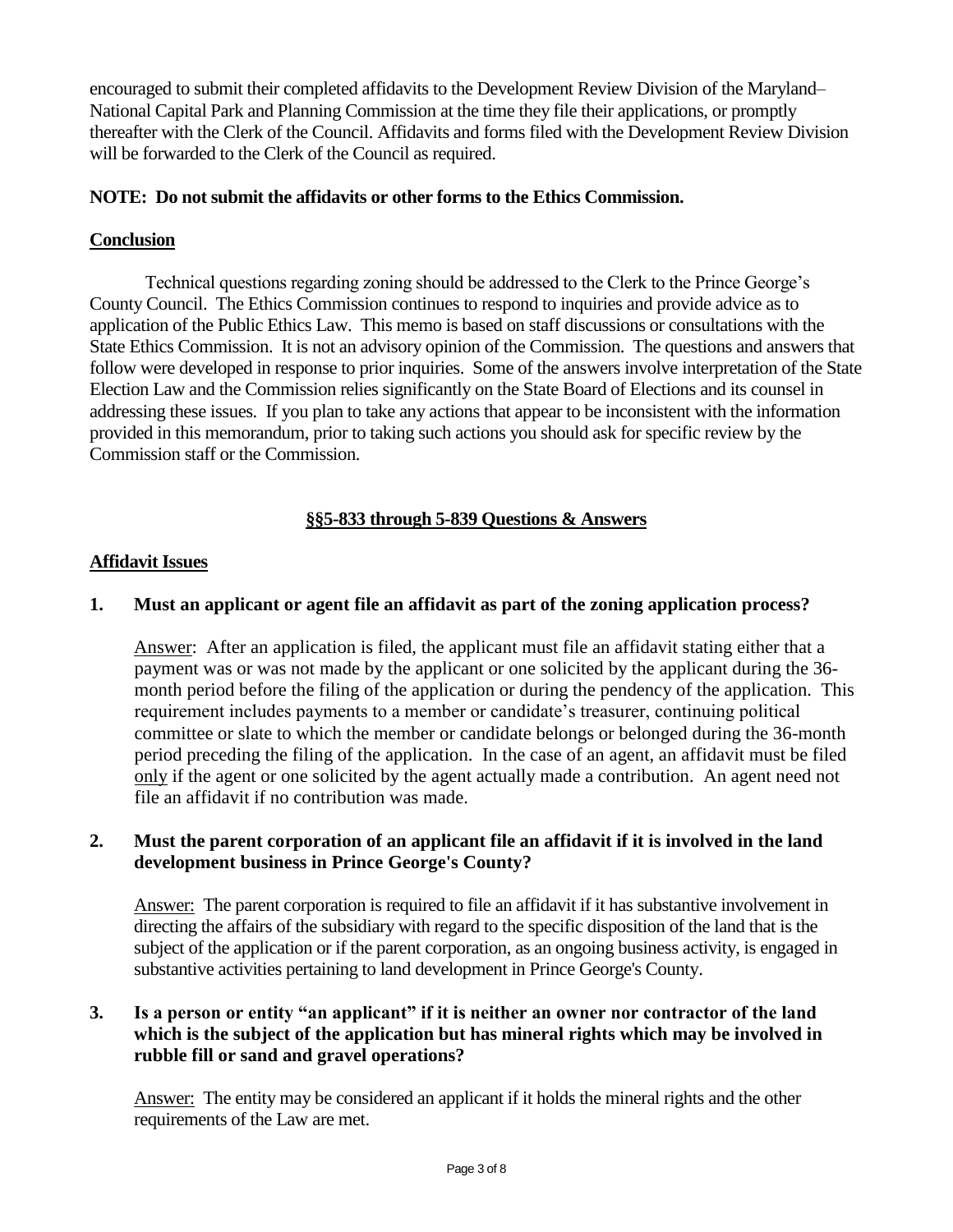encouraged to submit their completed affidavits to the Development Review Division of the Maryland–National Capital Park and Planning Commission at the time they file their applications, or promptly thereafter with the Clerk of the Council. Affidavits and forms filed with the Development Review Division will be forwarded to the Clerk of the Council as required.

**NOTE: Do not submit the affidavits or other forms to the Ethics Commission.**

## Conclusion

Technical questions regarding zoning should be addressed to the Clerk to the Prince George's County Council. The Ethics Commission continues to respond to inquiries and provide advice as to application of the Public Ethics Law. This memo is based on staff discussions or consultations with the State Ethics Commission. It is not an advisory opinion of the Commission. The questions and answers that follow were developed in response to prior inquiries. Some of the answers involve interpretation of the State Election Law and the Commission relies significantly on the State Board of Elections and its counsel in addressing these issues. If you plan to take any actions that appear to be inconsistent with the information provided in this memorandum, prior to taking such actions you should ask for specific review by the Commission staff or the Commission.

## §§5-833 through 5-839 Questions & Answers

### Affidavit Issues

**1. Must an applicant or agent file an affidavit as part of the zoning application process?**

Answer: After an application is filed, the applicant must file an affidavit stating either that a payment was or was not made by the applicant or one solicited by the applicant during the 36-month period before the filing of the application or during the pendency of the application. This requirement includes payments to a member or candidate's treasurer, continuing political committee or slate to which the member or candidate belongs or belonged during the 36-month period preceding the filing of the application. In the case of an agent, an affidavit must be filed only if the agent or one solicited by the agent actually made a contribution. An agent need not file an affidavit if no contribution was made.

**2. Must the parent corporation of an applicant file an affidavit if it is involved in the land development business in Prince George's County?**

Answer: The parent corporation is required to file an affidavit if it has substantive involvement in directing the affairs of the subsidiary with regard to the specific disposition of the land that is the subject of the application or if the parent corporation, as an ongoing business activity, is engaged in substantive activities pertaining to land development in Prince George's County.

**3. Is a person or entity "an applicant" if it is neither an owner nor contractor of the land which is the subject of the application but has mineral rights which may be involved in rubble fill or sand and gravel operations?**

Answer: The entity may be considered an applicant if it holds the mineral rights and the other requirements of the Law are met.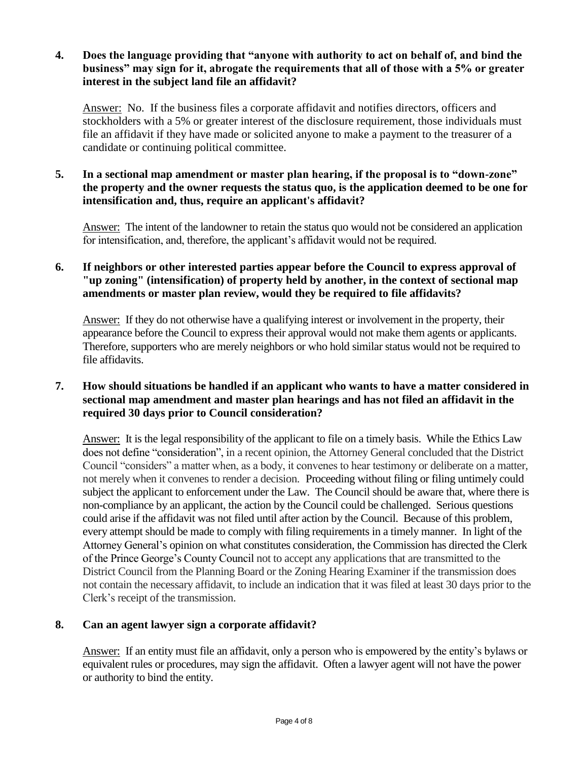**4. Does the language providing that "anyone with authority to act on behalf of, and bind the business" may sign for it, abrogate the requirements that all of those with a 5% or greater interest in the subject land file an affidavit?**

Answer: No. If the business files a corporate affidavit and notifies directors, officers and stockholders with a 5% or greater interest of the disclosure requirement, those individuals must file an affidavit if they have made or solicited anyone to make a payment to the treasurer of a candidate or continuing political committee.

**5. In a sectional map amendment or master plan hearing, if the proposal is to "down-zone" the property and the owner requests the status quo, is the application deemed to be one for intensification and, thus, require an applicant's affidavit?**

Answer: The intent of the landowner to retain the status quo would not be considered an application for intensification, and, therefore, the applicant's affidavit would not be required.

**6. If neighbors or other interested parties appear before the Council to express approval of "up zoning" (intensification) of property held by another, in the context of sectional map amendments or master plan review, would they be required to file affidavits?**

Answer: If they do not otherwise have a qualifying interest or involvement in the property, their appearance before the Council to express their approval would not make them agents or applicants. Therefore, supporters who are merely neighbors or who hold similar status would not be required to file affidavits.

**7. How should situations be handled if an applicant who wants to have a matter considered in sectional map amendment and master plan hearings and has not filed an affidavit in the required 30 days prior to Council consideration?**

Answer: It is the legal responsibility of the applicant to file on a timely basis. While the Ethics Law does not define "consideration", in a recent opinion, the Attorney General concluded that the District Council "considers" a matter when, as a body, it convenes to hear testimony or deliberate on a matter, not merely when it convenes to render a decision. Proceeding without filing or filing untimely could subject the applicant to enforcement under the Law. The Council should be aware that, where there is non-compliance by an applicant, the action by the Council could be challenged. Serious questions could arise if the affidavit was not filed until after action by the Council. Because of this problem, every attempt should be made to comply with filing requirements in a timely manner. In light of the Attorney General's opinion on what constitutes consideration, the Commission has directed the Clerk of the Prince George's County Council not to accept any applications that are transmitted to the District Council from the Planning Board or the Zoning Hearing Examiner if the transmission does not contain the necessary affidavit, to include an indication that it was filed at least 30 days prior to the Clerk's receipt of the transmission.

**8. Can an agent lawyer sign a corporate affidavit?**

Answer: If an entity must file an affidavit, only a person who is empowered by the entity's bylaws or equivalent rules or procedures, may sign the affidavit. Often a lawyer agent will not have the power or authority to bind the entity.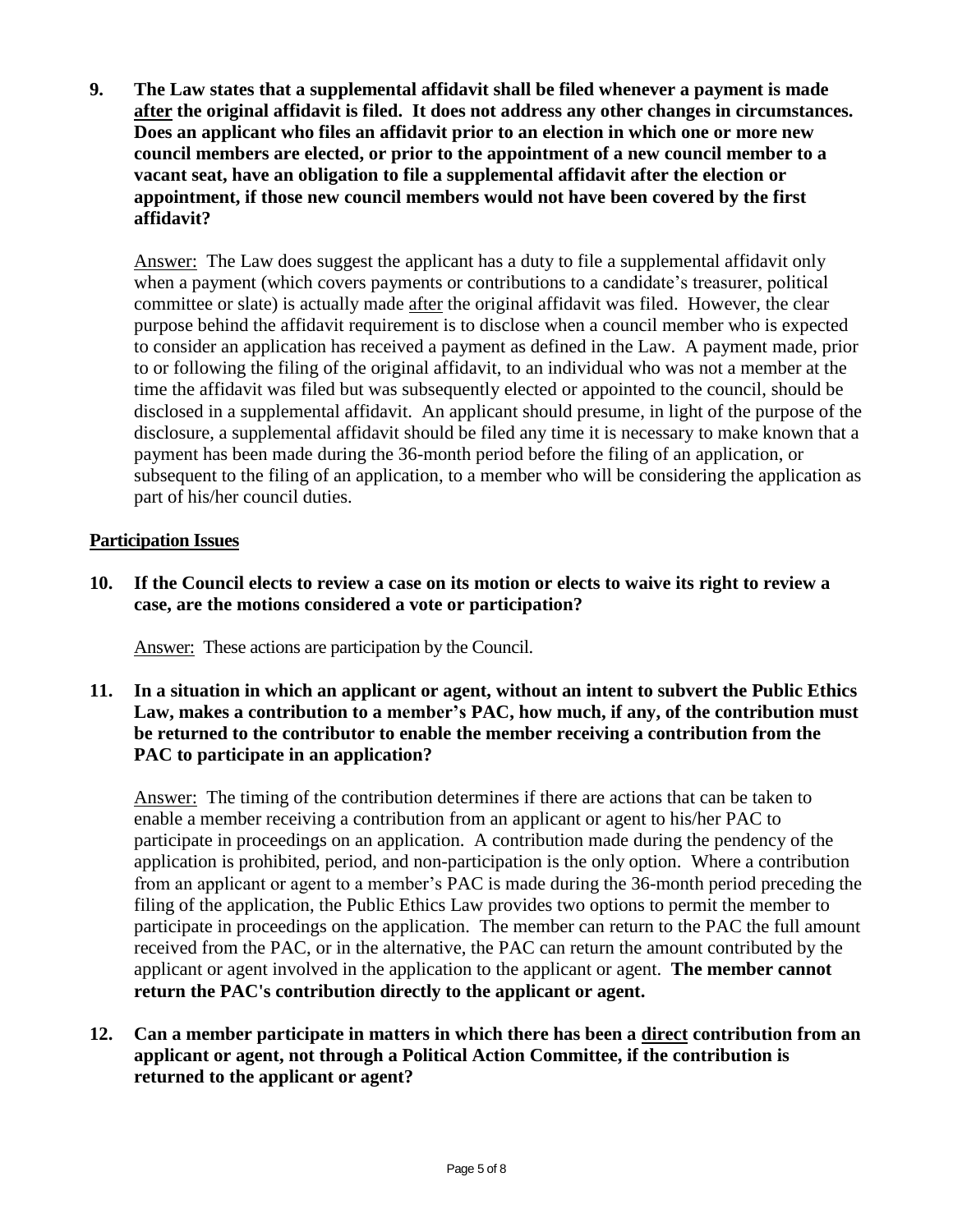**9. The Law states that a supplemental affidavit shall be filed whenever a payment is made <u>after</u> the original affidavit is filed. It does not address any other changes in circumstances. Does an applicant who files an affidavit prior to an election in which one or more new council members are elected, or prior to the appointment of a new council member to a vacant seat, have an obligation to file a supplemental affidavit after the election or appointment, if those new council members would not have been covered by the first affidavit?**

<u>Answer:</u> The Law does suggest the applicant has a duty to file a supplemental affidavit only when a payment (which covers payments or contributions to a candidate's treasurer, political committee or slate) is actually made <u>after</u> the original affidavit was filed. However, the clear purpose behind the affidavit requirement is to disclose when a council member who is expected to consider an application has received a payment as defined in the Law. A payment made, prior to or following the filing of the original affidavit, to an individual who was not a member at the time the affidavit was filed but was subsequently elected or appointed to the council, should be disclosed in a supplemental affidavit. An applicant should presume, in light of the purpose of the disclosure, a supplemental affidavit should be filed any time it is necessary to make known that a payment has been made during the 36-month period before the filing of an application, or subsequent to the filing of an application, to a member who will be considering the application as part of his/her council duties.

## <u>Participation Issues</u>

**10. If the Council elects to review a case on its motion or elects to waive its right to review a case, are the motions considered a vote or participation?**

<u>Answer:</u> These actions are participation by the Council.

**11. In a situation in which an applicant or agent, without an intent to subvert the Public Ethics Law, makes a contribution to a member's PAC, how much, if any, of the contribution must be returned to the contributor to enable the member receiving a contribution from the PAC to participate in an application?**

<u>Answer:</u> The timing of the contribution determines if there are actions that can be taken to enable a member receiving a contribution from an applicant or agent to his/her PAC to participate in proceedings on an application. A contribution made during the pendency of the application is prohibited, period, and non-participation is the only option. Where a contribution from an applicant or agent to a member's PAC is made during the 36-month period preceding the filing of the application, the Public Ethics Law provides two options to permit the member to participate in proceedings on the application. The member can return to the PAC the full amount received from the PAC, or in the alternative, the PAC can return the amount contributed by the applicant or agent involved in the application to the applicant or agent. **The member cannot return the PAC's contribution directly to the applicant or agent.**

**12. Can a member participate in matters in which there has been a <u>direct</u> contribution from an applicant or agent, not through a Political Action Committee, if the contribution is returned to the applicant or agent?**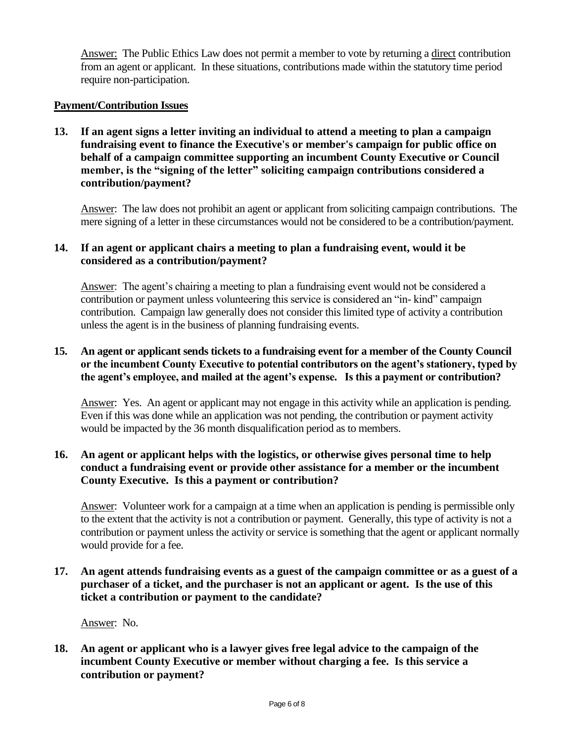Answer: The Public Ethics Law does not permit a member to vote by returning a direct contribution from an agent or applicant. In these situations, contributions made within the statutory time period require non-participation.

**Payment/Contribution Issues**

**13. If an agent signs a letter inviting an individual to attend a meeting to plan a campaign fundraising event to finance the Executive's or member's campaign for public office on behalf of a campaign committee supporting an incumbent County Executive or Council member, is the "signing of the letter" soliciting campaign contributions considered a contribution/payment?**

Answer: The law does not prohibit an agent or applicant from soliciting campaign contributions. The mere signing of a letter in these circumstances would not be considered to be a contribution/payment.

**14. If an agent or applicant chairs a meeting to plan a fundraising event, would it be considered as a contribution/payment?**

Answer: The agent's chairing a meeting to plan a fundraising event would not be considered a contribution or payment unless volunteering this service is considered an "in- kind" campaign contribution. Campaign law generally does not consider this limited type of activity a contribution unless the agent is in the business of planning fundraising events.

**15. An agent or applicant sends tickets to a fundraising event for a member of the County Council or the incumbent County Executive to potential contributors on the agent's stationery, typed by the agent's employee, and mailed at the agent's expense. Is this a payment or contribution?**

Answer: Yes. An agent or applicant may not engage in this activity while an application is pending. Even if this was done while an application was not pending, the contribution or payment activity would be impacted by the 36 month disqualification period as to members.

**16. An agent or applicant helps with the logistics, or otherwise gives personal time to help conduct a fundraising event or provide other assistance for a member or the incumbent County Executive. Is this a payment or contribution?**

Answer: Volunteer work for a campaign at a time when an application is pending is permissible only to the extent that the activity is not a contribution or payment. Generally, this type of activity is not a contribution or payment unless the activity or service is something that the agent or applicant normally would provide for a fee.

**17. An agent attends fundraising events as a guest of the campaign committee or as a guest of a purchaser of a ticket, and the purchaser is not an applicant or agent. Is the use of this ticket a contribution or payment to the candidate?**

Answer: No.

**18. An agent or applicant who is a lawyer gives free legal advice to the campaign of the incumbent County Executive or member without charging a fee. Is this service a contribution or payment?**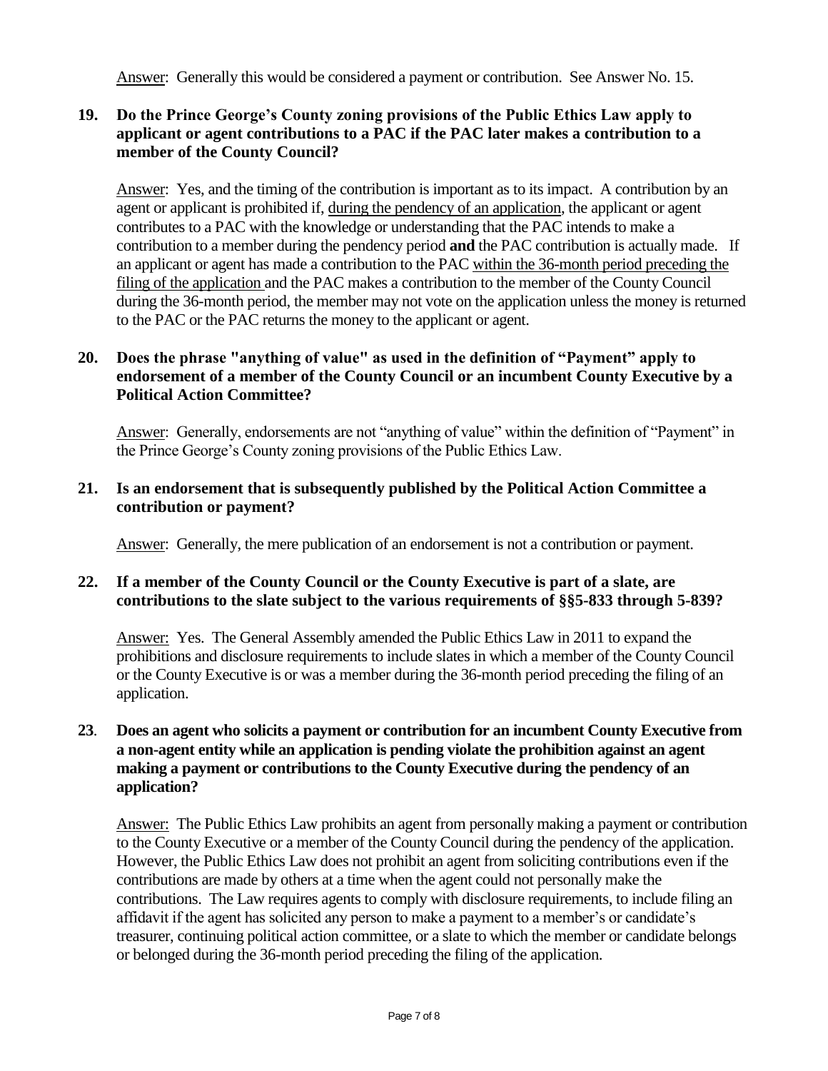Answer: Generally this would be considered a payment or contribution. See Answer No. 15.

**19. Do the Prince George's County zoning provisions of the Public Ethics Law apply to applicant or agent contributions to a PAC if the PAC later makes a contribution to a member of the County Council?**

Answer: Yes, and the timing of the contribution is important as to its impact. A contribution by an agent or applicant is prohibited if, during the pendency of an application, the applicant or agent contributes to a PAC with the knowledge or understanding that the PAC intends to make a contribution to a member during the pendency period **and** the PAC contribution is actually made. If an applicant or agent has made a contribution to the PAC within the 36-month period preceding the filing of the application and the PAC makes a contribution to the member of the County Council during the 36-month period, the member may not vote on the application unless the money is returned to the PAC or the PAC returns the money to the applicant or agent.

**20. Does the phrase "anything of value" as used in the definition of "Payment" apply to endorsement of a member of the County Council or an incumbent County Executive by a Political Action Committee?**

Answer: Generally, endorsements are not "anything of value" within the definition of "Payment" in the Prince George's County zoning provisions of the Public Ethics Law.

**21. Is an endorsement that is subsequently published by the Political Action Committee a contribution or payment?**

Answer: Generally, the mere publication of an endorsement is not a contribution or payment.

**22. If a member of the County Council or the County Executive is part of a slate, are contributions to the slate subject to the various requirements of §§5-833 through 5-839?**

Answer: Yes. The General Assembly amended the Public Ethics Law in 2011 to expand the prohibitions and disclosure requirements to include slates in which a member of the County Council or the County Executive is or was a member during the 36-month period preceding the filing of an application.

**23. Does an agent who solicits a payment or contribution for an incumbent County Executive from a non-agent entity while an application is pending violate the prohibition against an agent making a payment or contributions to the County Executive during the pendency of an application?**

Answer: The Public Ethics Law prohibits an agent from personally making a payment or contribution to the County Executive or a member of the County Council during the pendency of the application. However, the Public Ethics Law does not prohibit an agent from soliciting contributions even if the contributions are made by others at a time when the agent could not personally make the contributions. The Law requires agents to comply with disclosure requirements, to include filing an affidavit if the agent has solicited any person to make a payment to a member's or candidate's treasurer, continuing political action committee, or a slate to which the member or candidate belongs or belonged during the 36-month period preceding the filing of the application.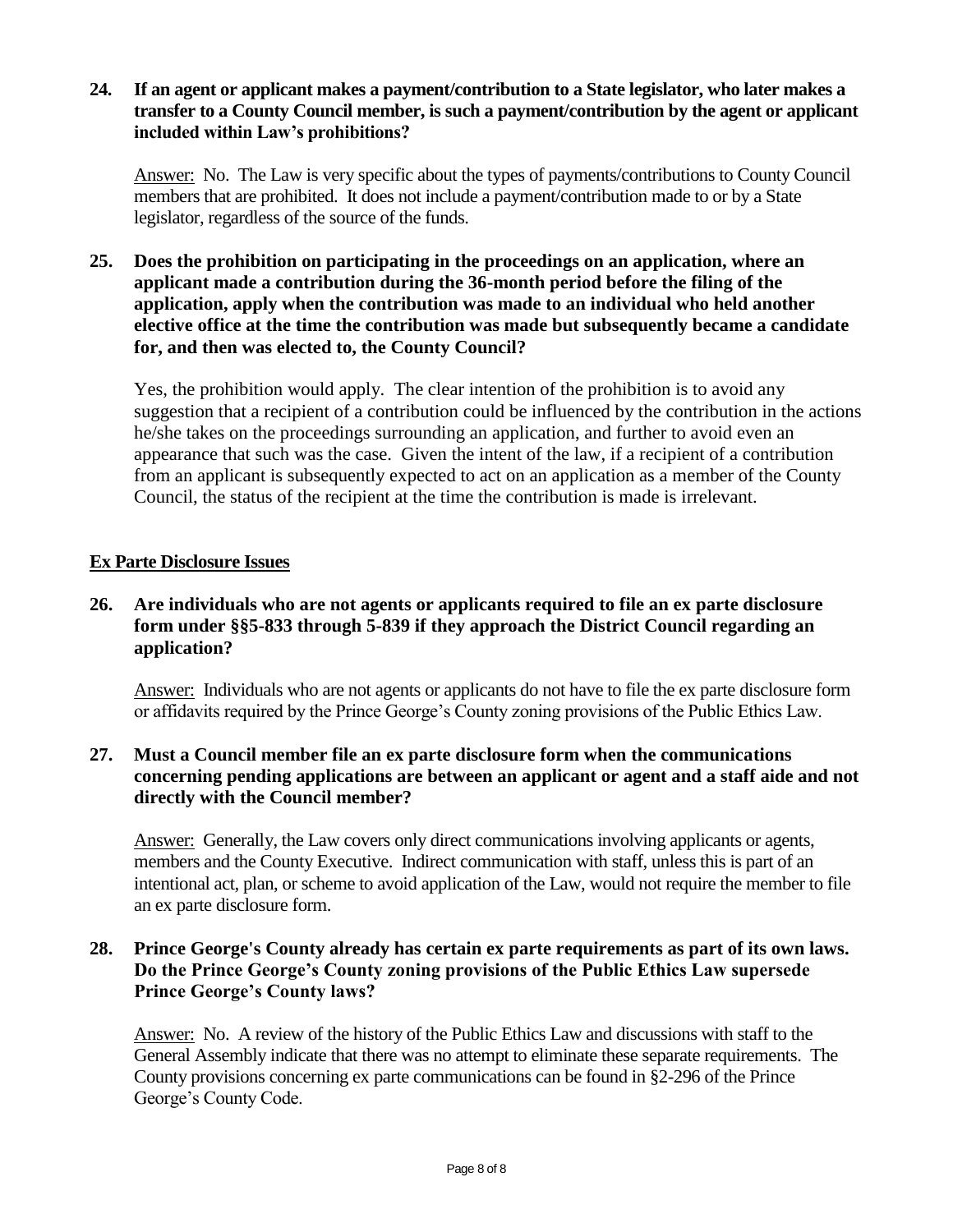**24. If an agent or applicant makes a payment/contribution to a State legislator, who later makes a transfer to a County Council member, is such a payment/contribution by the agent or applicant included within Law's prohibitions?**

Answer: No. The Law is very specific about the types of payments/contributions to County Council members that are prohibited. It does not include a payment/contribution made to or by a State legislator, regardless of the source of the funds.

**25. Does the prohibition on participating in the proceedings on an application, where an applicant made a contribution during the 36-month period before the filing of the application, apply when the contribution was made to an individual who held another elective office at the time the contribution was made but subsequently became a candidate for, and then was elected to, the County Council?**

Yes, the prohibition would apply. The clear intention of the prohibition is to avoid any suggestion that a recipient of a contribution could be influenced by the contribution in the actions he/she takes on the proceedings surrounding an application, and further to avoid even an appearance that such was the case. Given the intent of the law, if a recipient of a contribution from an applicant is subsequently expected to act on an application as a member of the County Council, the status of the recipient at the time the contribution is made is irrelevant.

## Ex Parte Disclosure Issues

**26. Are individuals who are not agents or applicants required to file an ex parte disclosure form under §§5-833 through 5-839 if they approach the District Council regarding an application?**

Answer: Individuals who are not agents or applicants do not have to file the ex parte disclosure form or affidavits required by the Prince George's County zoning provisions of the Public Ethics Law.

**27. Must a Council member file an ex parte disclosure form when the communications concerning pending applications are between an applicant or agent and a staff aide and not directly with the Council member?**

Answer: Generally, the Law covers only direct communications involving applicants or agents, members and the County Executive. Indirect communication with staff, unless this is part of an intentional act, plan, or scheme to avoid application of the Law, would not require the member to file an ex parte disclosure form.

**28. Prince George's County already has certain ex parte requirements as part of its own laws. Do the Prince George's County zoning provisions of the Public Ethics Law supersede Prince George's County laws?**

Answer: No. A review of the history of the Public Ethics Law and discussions with staff to the General Assembly indicate that there was no attempt to eliminate these separate requirements. The County provisions concerning ex parte communications can be found in §2-296 of the Prince George's County Code.